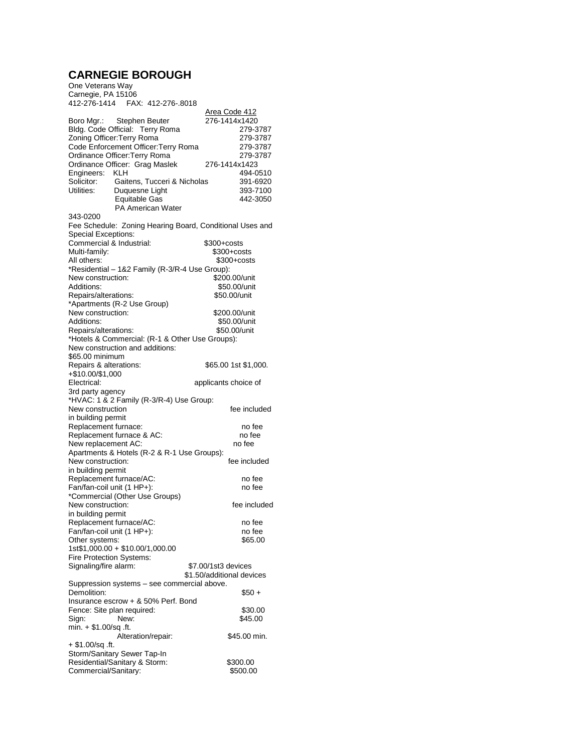# CARNEGIE BOROUGH

One Veterans Way
Carnegie, PA 15106
412-276-1414 FAX: 412-276-.8018

| | Area Code 412 |
|---|---|
| Boro Mgr.: Stephen Beuter | 276-1414x1420 |
| Bldg. Code Official: Terry Roma | 279-3787 |
| Zoning Officer:Terry Roma | 279-3787 |
| Code Enforcement Officer:Terry Roma | 279-3787 |
| Ordinance Officer:Terry Roma | 279-3787 |
| Ordinance Officer: Grag Maslek | 276-1414x1423 |
| Engineers: KLH | 494-0510 |
| Solicitor: Gaitens, Tucceri & Nicholas | 391-6920 |
| Utilities: Duquesne Light | 393-7100 |
| Equitable Gas | 442-3050 |
| PA American Water | 343-0200 |

Fee Schedule: Zoning Hearing Board, Conditional Uses and Special Exceptions:

| | |
|---|---|
| Commercial & Industrial: | $300+costs |
| Multi-family: | $300+costs |
| All others: | $300+costs |

*Residential – 1&2 Family (R-3/R-4 Use Group):

| | |
|---|---|
| New construction: | $200.00/unit |
| Additions: | $50.00/unit |
| Repairs/alterations: | $50.00/unit |

*Apartments (R-2 Use Group)

| | |
|---|---|
| New construction: | $200.00/unit |
| Additions: | $50.00/unit |
| Repairs/alterations: | $50.00/unit |

*Hotels & Commercial: (R-1 & Other Use Groups):

| | |
|---|---|
| New construction and additions: | $65.00 minimum |
| Repairs & alterations: | $65.00 1st $1,000. +$10.00/$1,000 |
| Electrical: | applicants choice of 3rd party agency |

*HVAC: 1 & 2 Family (R-3/R-4) Use Group:

| | |
|---|---|
| New construction | fee included in building permit |
| Replacement furnace: | no fee |
| Replacement furnace & AC: | no fee |
| New replacement AC: | no fee |

Apartments & Hotels (R-2 & R-1 Use Groups):

| | |
|---|---|
| New construction: | fee included in building permit |
| Replacement furnace/AC: | no fee |
| Fan/fan-coil unit (1 HP+): | no fee |

*Commercial (Other Use Groups)

| | |
|---|---|
| New construction: | fee included in building permit |
| Replacement furnace/AC: | no fee |
| Fan/fan-coil unit (1 HP+): | no fee |
| Other systems: | $65.00 1st$1,000.00 + $10.00/1,000.00 |

Fire Protection Systems:

| | |
|---|---|
| Signaling/fire alarm: | $7.00/1st3 devices $1.50/additional devices |

Suppression systems – see commercial above.

| | |
|---|---|
| Demolition: | $50 + Insurance escrow + & 50% Perf. Bond |
| Fence: Site plan required: | $30.00 |
| Sign: New: | $45.00 min. + $1.00/sq .ft. |
| Alteration/repair: | $45.00 min. + $1.00/sq .ft. |

Storm/Sanitary Sewer Tap-In

| | |
|---|---|
| Residential/Sanitary & Storm: | $300.00 |
| Commercial/Sanitary: | $500.00 |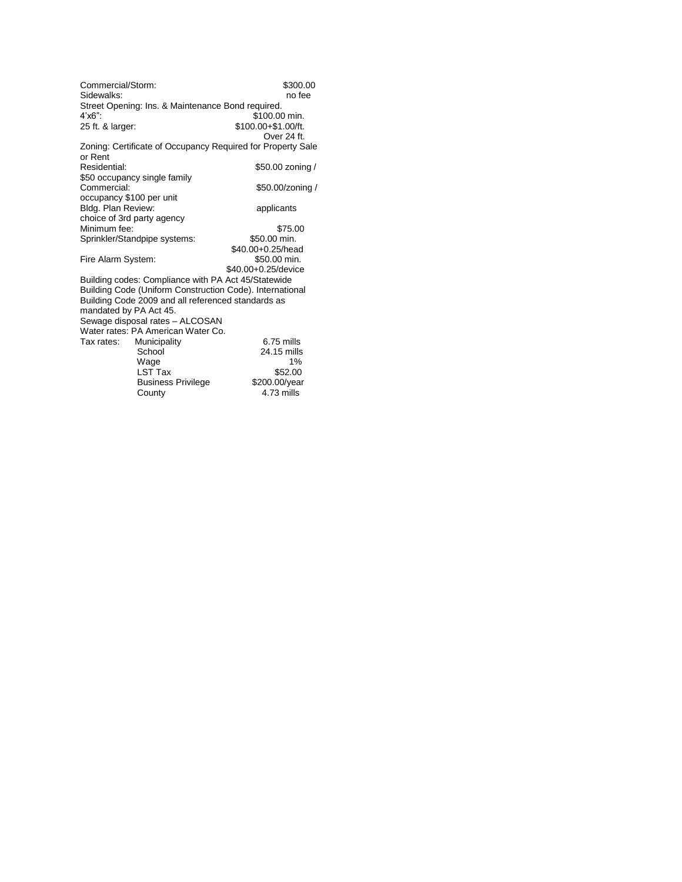Commercial/Storm: $300.00
Sidewalks: no fee
Street Opening: Ins. & Maintenance Bond required.
4'x6": $100.00 min.
25 ft. & larger: $100.00+$1.00/ft. Over 24 ft.
Zoning: Certificate of Occupancy Required for Property Sale or Rent
Residential: $50.00 zoning / $50 occupancy single family
Commercial: $50.00/zoning / occupancy $100 per unit
Bldg. Plan Review: applicants choice of 3rd party agency
Minimum fee: $75.00
Sprinkler/Standpipe systems: $50.00 min. $40.00+0.25/head
Fire Alarm System: $50.00 min. $40.00+0.25/device
Building codes: Compliance with PA Act 45/Statewide Building Code (Uniform Construction Code). International Building Code 2009 and all referenced standards as mandated by PA Act 45.
Sewage disposal rates – ALCOSAN
Water rates: PA American Water Co.

| | | |
|---|---|---|
| Tax rates: | Municipality | 6.75 mills |
| | School | 24.15 mills |
| | Wage | 1% |
| | LST Tax | $52.00 |
| | Business Privilege | $200.00/year |
| | County | 4.73 mills |